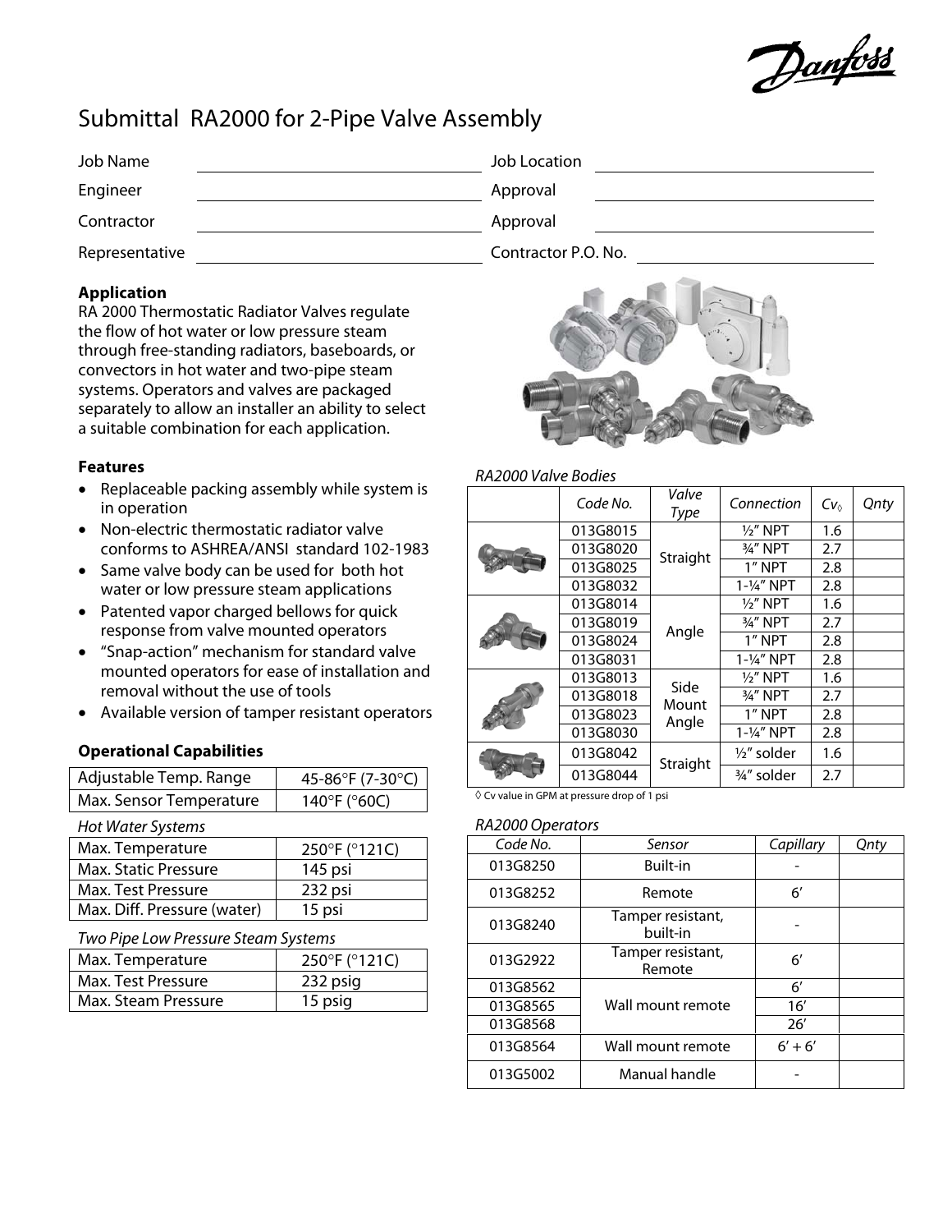# Submittal RA2000 for 2-Pipe Valve Assembly

| | | | |
|---|---|---|---|
| Job Name | | Job Location | |
| Engineer | | Approval | |
| Contractor | | Approval | |
| Representative | | Contractor P.O. No. | |

## Application

RA 2000 Thermostatic Radiator Valves regulate the flow of hot water or low pressure steam through free-standing radiators, baseboards, or convectors in hot water and two-pipe steam systems. Operators and valves are packaged separately to allow an installer an ability to select a suitable combination for each application.

## Features

- Replaceable packing assembly while system is in operation
- Non-electric thermostatic radiator valve conforms to ASHREA/ANSI standard 102-1983
- Same valve body can be used for both hot water or low pressure steam applications
- Patented vapor charged bellows for quick response from valve mounted operators
- "Snap-action" mechanism for standard valve mounted operators for ease of installation and removal without the use of tools
- Available version of tamper resistant operators

## Operational Capabilities

| | |
|---|---|
| Adjustable Temp. Range | 45-86°F (7-30°C) |
| Max. Sensor Temperature | 140°F (°60C) |

*Hot Water Systems*

| | |
|---|---|
| Max. Temperature | 250°F (°121C) |
| Max. Static Pressure | 145 psi |
| Max. Test Pressure | 232 psi |
| Max. Diff. Pressure (water) | 15 psi |

*Two Pipe Low Pressure Steam Systems*

| | |
|---|---|
| Max. Temperature | 250°F (°121C) |
| Max. Test Pressure | 232 psig |
| Max. Steam Pressure | 15 psig |

*RA2000 Valve Bodies*

| | Code No. | *Valve Type* | Connection | $Cv_{\Diamond}$ | *Qnty* |
|---|---|---|---|---|---|
| | 013G8015 | Straight | ½" NPT | 1.6 | |
| | 013G8020 | | ¾" NPT | 2.7 | |
| | 013G8025 | | 1" NPT | 2.8 | |
| | 013G8032 | | 1-¼" NPT | 2.8 | |
| | 013G8014 | Angle | ½" NPT | 1.6 | |
| | 013G8019 | | ¾" NPT | 2.7 | |
| | 013G8024 | | 1" NPT | 2.8 | |
| | 013G8031 | | 1-¼" NPT | 2.8 | |
| | 013G8013 | Side Mount Angle | ½" NPT | 1.6 | |
| | 013G8018 | | ¾" NPT | 2.7 | |
| | 013G8023 | | 1" NPT | 2.8 | |
| | 013G8030 | | 1-¼" NPT | 2.8 | |
| | 013G8042 | Straight | ½" solder | 1.6 | |
| | 013G8044 | | ¾" solder | 2.7 | |

◊ Cv value in GPM at pressure drop of 1 psi

*RA2000 Operators*

| *Code No.* | *Sensor* | *Capillary* | *Qnty* |
|---|---|---|---|
| 013G8250 | Built-in | - | |
| 013G8252 | Remote | 6' | |
| 013G8240 | Tamper resistant, built-in | - | |
| 013G2922 | Tamper resistant, Remote | 6' | |
| 013G8562 | Wall mount remote | 6' | |
| 013G8565 | | 16' | |
| 013G8568 | | 26' | |
| 013G8564 | Wall mount remote | 6' + 6' | |
| 013G5002 | Manual handle | - | |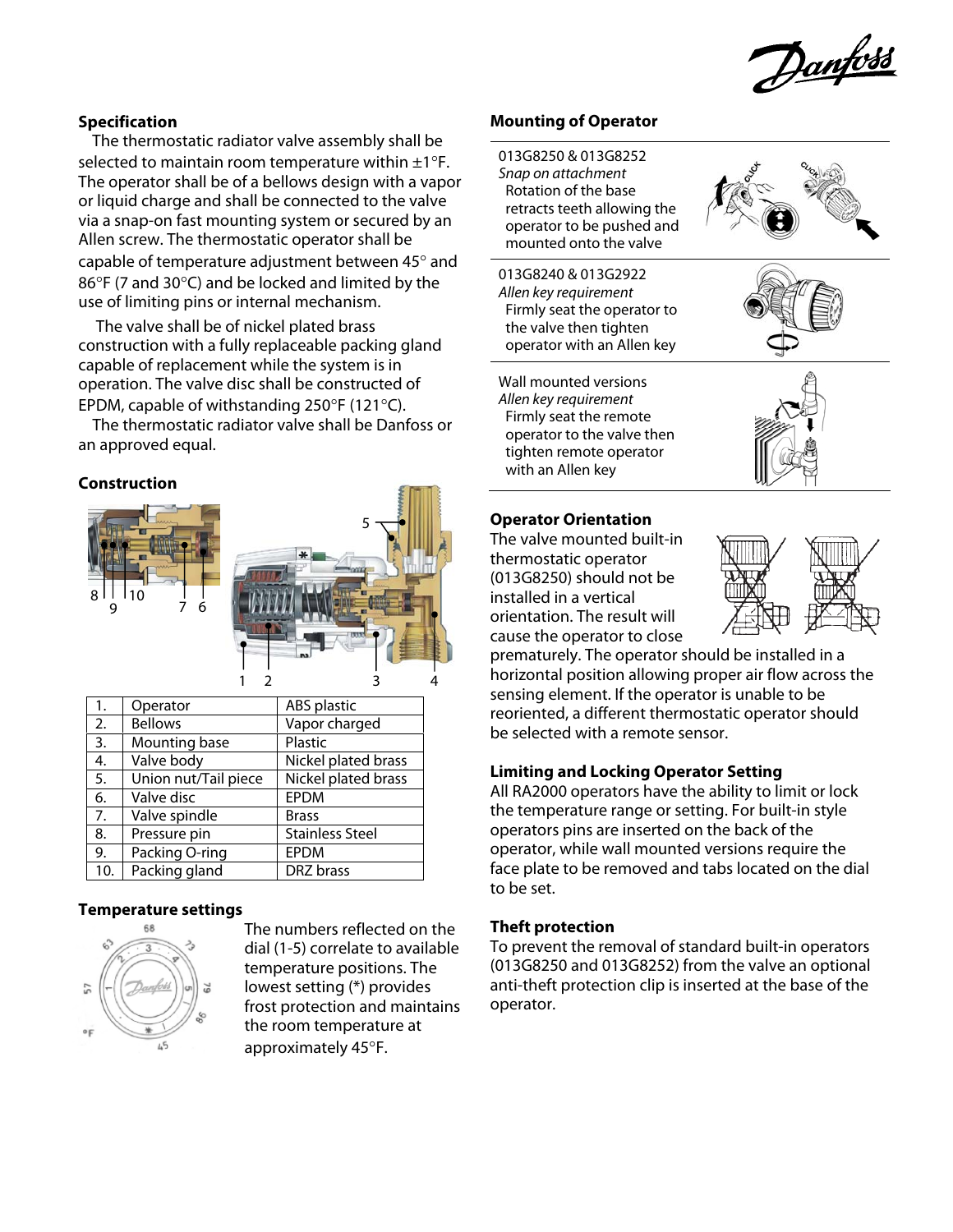## Specification

The thermostatic radiator valve assembly shall be selected to maintain room temperature within ±1°F. The operator shall be of a bellows design with a vapor or liquid charge and shall be connected to the valve via a snap-on fast mounting system or secured by an Allen screw. The thermostatic operator shall be capable of temperature adjustment between 45° and 86°F (7 and 30°C) and be locked and limited by the use of limiting pins or internal mechanism.

The valve shall be of nickel plated brass construction with a fully replaceable packing gland capable of replacement while the system is in operation. The valve disc shall be constructed of EPDM, capable of withstanding 250°F (121°C).

The thermostatic radiator valve shall be Danfoss or an approved equal.

## Construction

| | | |
|---|---|---|
| 1. | Operator | ABS plastic |
| 2. | Bellows | Vapor charged |
| 3. | Mounting base | Plastic |
| 4. | Valve body | Nickel plated brass |
| 5. | Union nut/Tail piece | Nickel plated brass |
| 6. | Valve disc | EPDM |
| 7. | Valve spindle | Brass |
| 8. | Pressure pin | Stainless Steel |
| 9. | Packing O-ring | EPDM |
| 10. | Packing gland | DRZ brass |

## Temperature settings

The numbers reflected on the dial (1-5) correlate to available temperature positions. The lowest setting (*) provides frost protection and maintains the room temperature at approximately 45°F.

## Mounting of Operator

013G8250 & 013G8252
*Snap on attachment*
Rotation of the base retracts teeth allowing the operator to be pushed and mounted onto the valve

013G8240 & 013G2922
*Allen key requirement*
Firmly seat the operator to the valve then tighten operator with an Allen key

Wall mounted versions
*Allen key requirement*
Firmly seat the remote operator to the valve then tighten remote operator with an Allen key

## Operator Orientation

The valve mounted built-in thermostatic operator (013G8250) should not be installed in a vertical orientation. The result will cause the operator to close prematurely. The operator should be installed in a horizontal position allowing proper air flow across the sensing element. If the operator is unable to be reoriented, a different thermostatic operator should be selected with a remote sensor.

## Limiting and Locking Operator Setting

All RA2000 operators have the ability to limit or lock the temperature range or setting. For built-in style operators pins are inserted on the back of the operator, while wall mounted versions require the face plate to be removed and tabs located on the dial to be set.

## Theft protection

To prevent the removal of standard built-in operators (013G8250 and 013G8252) from the valve an optional anti-theft protection clip is inserted at the base of the operator.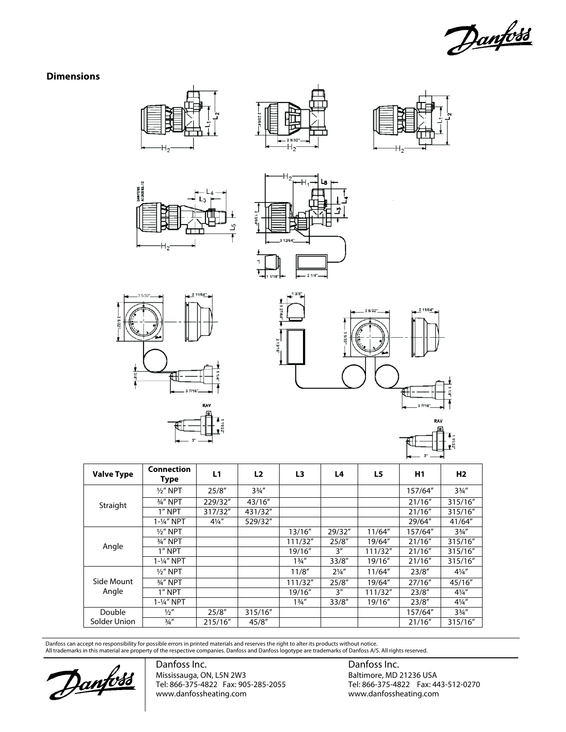## Dimensions

| Valve Type | Connection Type | L1 | L2 | L3 | L4 | L5 | H1 | H2 |
|---|---|---|---|---|---|---|---|---|
| Straight | ½″ NPT | 25/8″ | 3¾″ | | | | 157/64″ | 3¾″ |
| | ¾″ NPT | 229/32″ | 43/16″ | | | | 21/16″ | 315/16″ |
| | 1″ NPT | 317/32″ | 431/32″ | | | | 21/16″ | 315/16″ |
| | 1-¼″ NPT | 4¼″ | 529/32″ | | | | 29/64″ | 41/64″ |
| Angle | ½″ NPT | | | 13/16″ | 29/32″ | 11/64″ | 157/64″ | 3¾″ |
| | ¾″ NPT | | | 111/32″ | 25/8″ | 19/64″ | 21/16″ | 315/16″ |
| | 1″ NPT | | | 19/16″ | 3″ | 111/32″ | 21/16″ | 315/16″ |
| | 1-¼″ NPT | | | 1¾″ | 33/8″ | 19/16″ | 21/16″ | 315/16″ |
| Side Mount Angle | ½″ NPT | | | 11/8″ | 2¼″ | 11/64″ | 23/8″ | 4¼″ |
| | ¾″ NPT | | | 111/32″ | 25/8″ | 19/64″ | 27/16″ | 45/16″ |
| | 1″ NPT | | | 19/16″ | 3″ | 111/32″ | 23/8″ | 4¼″ |
| | 1-¼″ NPT | | | 1¾″ | 33/8″ | 19/16″ | 23/8″ | 4¼″ |
| Double Solder Union | ½″ | 25/8″ | 315/16″ | | | | 157/64″ | 3¾″ |
| | ¾″ | 215/16″ | 45/8″ | | | | 21/16″ | 315/16″ |

Danfoss can accept no responsibility for possible errors in printed materials and reserves the right to alter its products without notice.
All trademarks in this material are property of the respective companies. Danfoss and Danfoss logotype are trademarks of Danfoss A/S. All rights reserved.

Danfoss Inc.
Mississauga, ON, L5N 2W3
Tel: 866-375-4822 Fax: 905-285-2055
www.danfossheating.com

Danfoss Inc.
Baltimore, MD 21236 USA
Tel: 866-375-4822 Fax: 443-512-0270
www.danfossheating.com